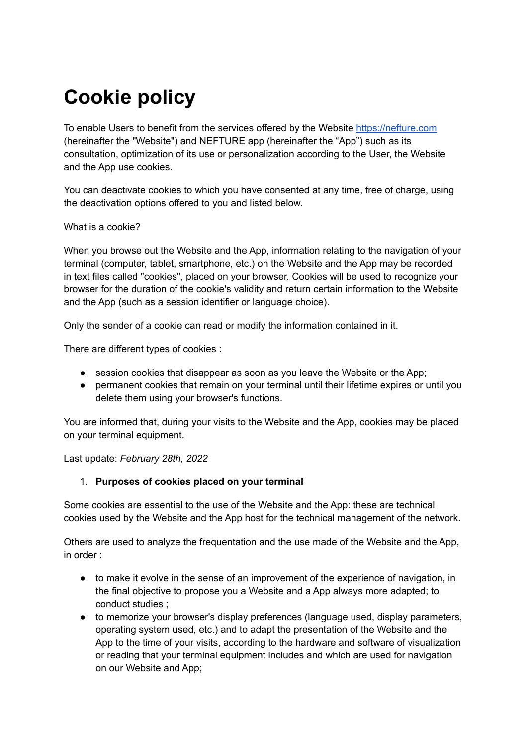# Cookie policy

To enable Users to benefit from the services offered by the Website [https://nefture.com](https://nefture.com) (hereinafter the "Website") and NEFTURE app (hereinafter the "App") such as its consultation, optimization of its use or personalization according to the User, the Website and the App use cookies.

You can deactivate cookies to which you have consented at any time, free of charge, using the deactivation options offered to you and listed below.

What is a cookie?

When you browse out the Website and the App, information relating to the navigation of your terminal (computer, tablet, smartphone, etc.) on the Website and the App may be recorded in text files called "cookies", placed on your browser. Cookies will be used to recognize your browser for the duration of the cookie's validity and return certain information to the Website and the App (such as a session identifier or language choice).

Only the sender of a cookie can read or modify the information contained in it.

There are different types of cookies :

- session cookies that disappear as soon as you leave the Website or the App;
- permanent cookies that remain on your terminal until their lifetime expires or until you delete them using your browser's functions.

You are informed that, during your visits to the Website and the App, cookies may be placed on your terminal equipment.

Last update: *February 28th, 2022*

1. **Purposes of cookies placed on your terminal**

Some cookies are essential to the use of the Website and the App: these are technical cookies used by the Website and the App host for the technical management of the network.

Others are used to analyze the frequentation and the use made of the Website and the App, in order :

- to make it evolve in the sense of an improvement of the experience of navigation, in the final objective to propose you a Website and a App always more adapted; to conduct studies ;
- to memorize your browser's display preferences (language used, display parameters, operating system used, etc.) and to adapt the presentation of the Website and the App to the time of your visits, according to the hardware and software of visualization or reading that your terminal equipment includes and which are used for navigation on our Website and App;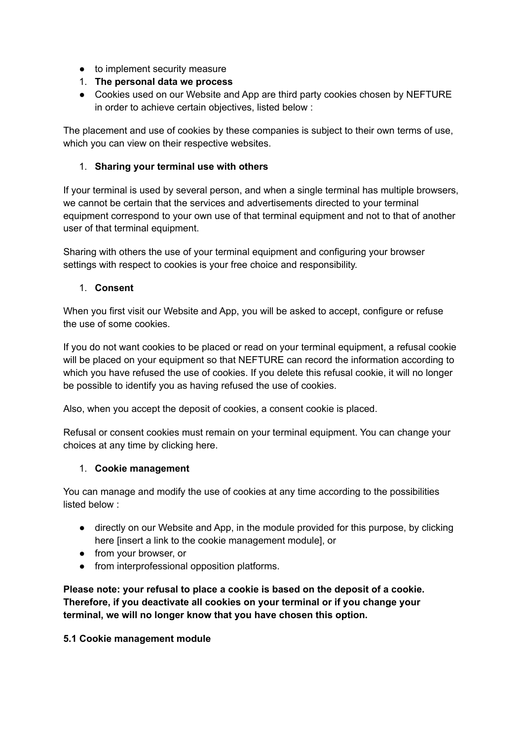- to implement security measure

1. **The personal data we process**

- Cookies used on our Website and App are third party cookies chosen by NEFTURE in order to achieve certain objectives, listed below :

The placement and use of cookies by these companies is subject to their own terms of use, which you can view on their respective websites.

1. **Sharing your terminal use with others**

If your terminal is used by several person, and when a single terminal has multiple browsers, we cannot be certain that the services and advertisements directed to your terminal equipment correspond to your own use of that terminal equipment and not to that of another user of that terminal equipment.

Sharing with others the use of your terminal equipment and configuring your browser settings with respect to cookies is your free choice and responsibility.

1. **Consent**

When you first visit our Website and App, you will be asked to accept, configure or refuse the use of some cookies.

If you do not want cookies to be placed or read on your terminal equipment, a refusal cookie will be placed on your equipment so that NEFTURE can record the information according to which you have refused the use of cookies. If you delete this refusal cookie, it will no longer be possible to identify you as having refused the use of cookies.

Also, when you accept the deposit of cookies, a consent cookie is placed.

Refusal or consent cookies must remain on your terminal equipment. You can change your choices at any time by clicking here.

1. **Cookie management**

You can manage and modify the use of cookies at any time according to the possibilities listed below :

- directly on our Website and App, in the module provided for this purpose, by clicking here [insert a link to the cookie management module], or
- from your browser, or
- from interprofessional opposition platforms.

**Please note: your refusal to place a cookie is based on the deposit of a cookie. Therefore, if you deactivate all cookies on your terminal or if you change your terminal, we will no longer know that you have chosen this option.**

**5.1 Cookie management module**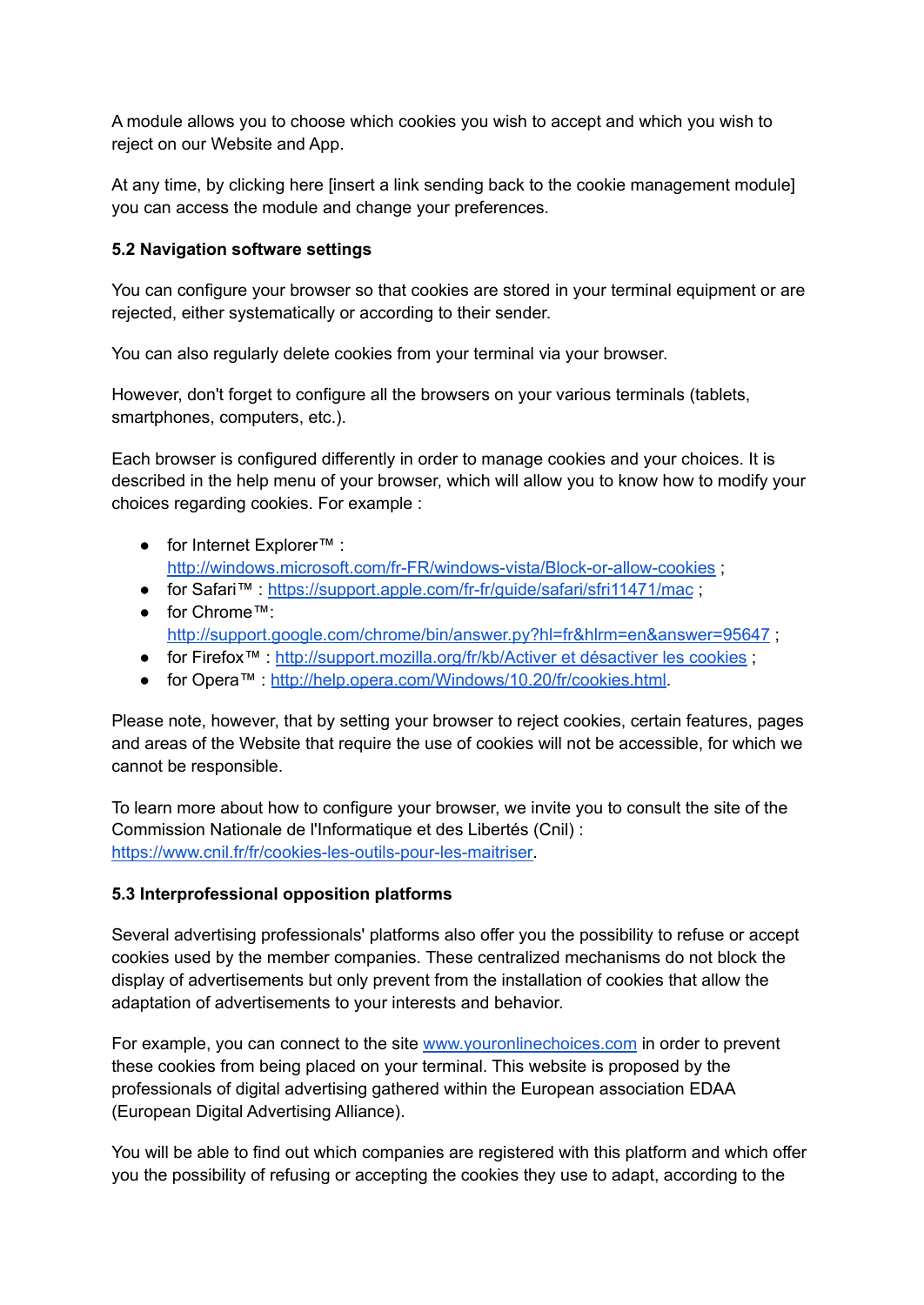A module allows you to choose which cookies you wish to accept and which you wish to reject on our Website and App.

At any time, by clicking here [insert a link sending back to the cookie management module] you can access the module and change your preferences.

**5.2 Navigation software settings**

You can configure your browser so that cookies are stored in your terminal equipment or are rejected, either systematically or according to their sender.

You can also regularly delete cookies from your terminal via your browser.

However, don't forget to configure all the browsers on your various terminals (tablets, smartphones, computers, etc.).

Each browser is configured differently in order to manage cookies and your choices. It is described in the help menu of your browser, which will allow you to know how to modify your choices regarding cookies. For example :

- for Internet Explorer™ : [http://windows.microsoft.com/fr-FR/windows-vista/Block-or-allow-cookies](http://windows.microsoft.com/fr-FR/windows-vista/Block-or-allow-cookies) ;
- for Safari™ : [https://support.apple.com/fr-fr/guide/safari/sfri11471/mac](https://support.apple.com/fr-fr/guide/safari/sfri11471/mac) ;
- for Chrome™: [http://support.google.com/chrome/bin/answer.py?hl=fr&hlrm=en&answer=95647](http://support.google.com/chrome/bin/answer.py?hl=fr&hlrm=en&answer=95647) ;
- for Firefox™ : [http://support.mozilla.org/fr/kb/Activer et désactiver les cookies](http://support.mozilla.org/fr/kb/Activer%20et%20désactiver%20les%20cookies) ;
- for Opera™ : [http://help.opera.com/Windows/10.20/fr/cookies.html](http://help.opera.com/Windows/10.20/fr/cookies.html).

Please note, however, that by setting your browser to reject cookies, certain features, pages and areas of the Website that require the use of cookies will not be accessible, for which we cannot be responsible.

To learn more about how to configure your browser, we invite you to consult the site of the Commission Nationale de l'Informatique et des Libertés (Cnil) : [https://www.cnil.fr/fr/cookies-les-outils-pour-les-maitriser](https://www.cnil.fr/fr/cookies-les-outils-pour-les-maitriser).

**5.3 Interprofessional opposition platforms**

Several advertising professionals' platforms also offer you the possibility to refuse or accept cookies used by the member companies. These centralized mechanisms do not block the display of advertisements but only prevent from the installation of cookies that allow the adaptation of advertisements to your interests and behavior.

For example, you can connect to the site [www.youronlinechoices.com](http://www.youronlinechoices.com) in order to prevent these cookies from being placed on your terminal. This website is proposed by the professionals of digital advertising gathered within the European association EDAA (European Digital Advertising Alliance).

You will be able to find out which companies are registered with this platform and which offer you the possibility of refusing or accepting the cookies they use to adapt, according to the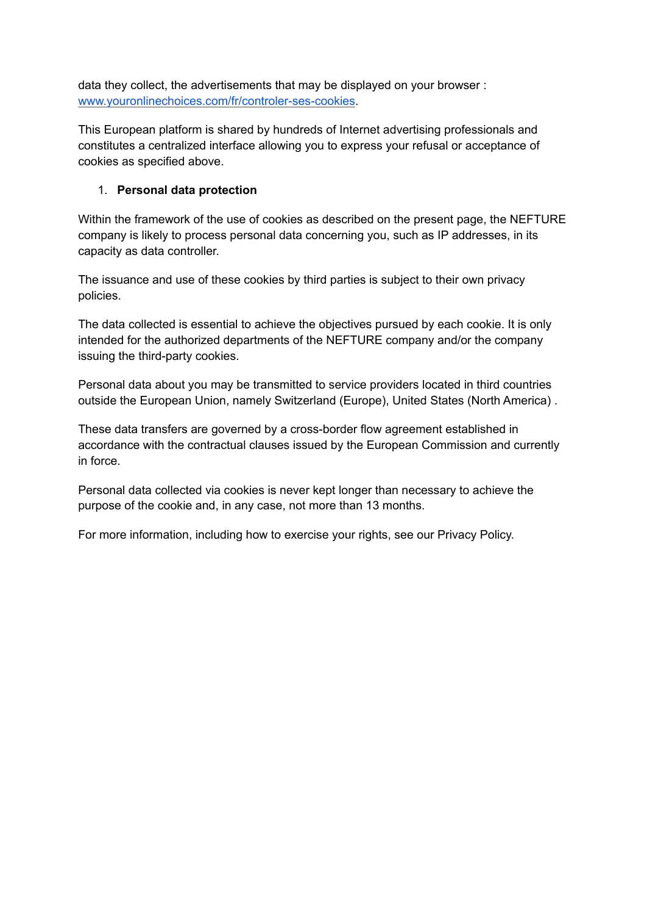data they collect, the advertisements that may be displayed on your browser : [www.youronlinechoices.com/fr/controler-ses-cookies](http://www.youronlinechoices.com/fr/controler-ses-cookies).

This European platform is shared by hundreds of Internet advertising professionals and constitutes a centralized interface allowing you to express your refusal or acceptance of cookies as specified above.

1. **Personal data protection**

Within the framework of the use of cookies as described on the present page, the NEFTURE company is likely to process personal data concerning you, such as IP addresses, in its capacity as data controller.

The issuance and use of these cookies by third parties is subject to their own privacy policies.

The data collected is essential to achieve the objectives pursued by each cookie. It is only intended for the authorized departments of the NEFTURE company and/or the company issuing the third-party cookies.

Personal data about you may be transmitted to service providers located in third countries outside the European Union, namely Switzerland (Europe), United States (North America) .

These data transfers are governed by a cross-border flow agreement established in accordance with the contractual clauses issued by the European Commission and currently in force.

Personal data collected via cookies is never kept longer than necessary to achieve the purpose of the cookie and, in any case, not more than 13 months.

For more information, including how to exercise your rights, see our Privacy Policy.